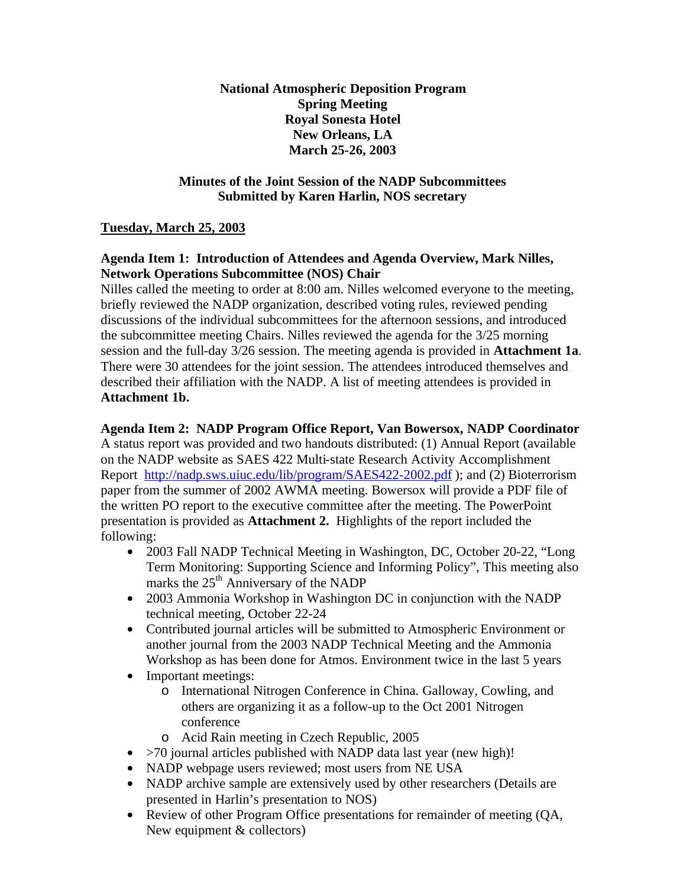**National Atmospheric Deposition Program**
**Spring Meeting**
**Royal Sonesta Hotel**
**New Orleans, LA**
**March 25-26, 2003**

**Minutes of the Joint Session of the NADP Subcommittees**
**Submitted by Karen Harlin, NOS secretary**

## Tuesday, March 25, 2003

### Agenda Item 1: Introduction of Attendees and Agenda Overview, Mark Nilles, Network Operations Subcommittee (NOS) Chair

Nilles called the meeting to order at 8:00 am. Nilles welcomed everyone to the meeting, briefly reviewed the NADP organization, described voting rules, reviewed pending discussions of the individual subcommittees for the afternoon sessions, and introduced the subcommittee meeting Chairs. Nilles reviewed the agenda for the 3/25 morning session and the full-day 3/26 session. The meeting agenda is provided in **Attachment 1a**. There were 30 attendees for the joint session. The attendees introduced themselves and described their affiliation with the NADP. A list of meeting attendees is provided in **Attachment 1b.**

### Agenda Item 2: NADP Program Office Report, Van Bowersox, NADP Coordinator

A status report was provided and two handouts distributed: (1) Annual Report (available on the NADP website as SAES 422 Multi-state Research Activity Accomplishment Report http://nadp.sws.uiuc.edu/lib/program/SAES422-2002.pdf ); and (2) Bioterrorism paper from the summer of 2002 AWMA meeting. Bowersox will provide a PDF file of the written PO report to the executive committee after the meeting. The PowerPoint presentation is provided as **Attachment 2.** Highlights of the report included the following:

- 2003 Fall NADP Technical Meeting in Washington, DC, October 20-22, "Long Term Monitoring: Supporting Science and Informing Policy", This meeting also marks the 25th Anniversary of the NADP
- 2003 Ammonia Workshop in Washington DC in conjunction with the NADP technical meeting, October 22-24
- Contributed journal articles will be submitted to Atmospheric Environment or another journal from the 2003 NADP Technical Meeting and the Ammonia Workshop as has been done for Atmos. Environment twice in the last 5 years
- Important meetings:
  - International Nitrogen Conference in China. Galloway, Cowling, and others are organizing it as a follow-up to the Oct 2001 Nitrogen conference
  - Acid Rain meeting in Czech Republic, 2005
- >70 journal articles published with NADP data last year (new high)!
- NADP webpage users reviewed; most users from NE USA
- NADP archive sample are extensively used by other researchers (Details are presented in Harlin's presentation to NOS)
- Review of other Program Office presentations for remainder of meeting (QA, New equipment & collectors)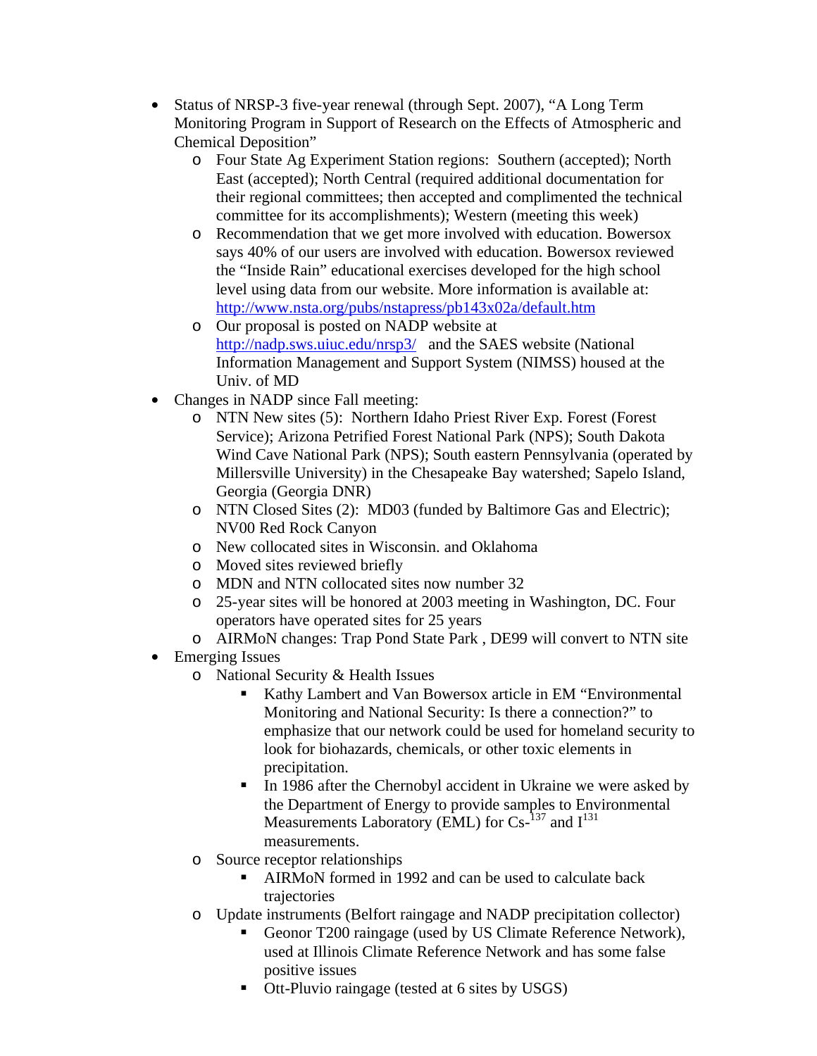- Status of NRSP-3 five-year renewal (through Sept. 2007), "A Long Term Monitoring Program in Support of Research on the Effects of Atmospheric and Chemical Deposition"
  - Four State Ag Experiment Station regions: Southern (accepted); North East (accepted); North Central (required additional documentation for their regional committees; then accepted and complimented the technical committee for its accomplishments); Western (meeting this week)
  - Recommendation that we get more involved with education. Bowersox says 40% of our users are involved with education. Bowersox reviewed the "Inside Rain" educational exercises developed for the high school level using data from our website. More information is available at: http://www.nsta.org/pubs/nstapress/pb143x02a/default.htm
  - Our proposal is posted on NADP website at http://nadp.sws.uiuc.edu/nrsp3/ and the SAES website (National Information Management and Support System (NIMSS) housed at the Univ. of MD
- Changes in NADP since Fall meeting:
  - NTN New sites (5): Northern Idaho Priest River Exp. Forest (Forest Service); Arizona Petrified Forest National Park (NPS); South Dakota Wind Cave National Park (NPS); South eastern Pennsylvania (operated by Millersville University) in the Chesapeake Bay watershed; Sapelo Island, Georgia (Georgia DNR)
  - NTN Closed Sites (2): MD03 (funded by Baltimore Gas and Electric); NV00 Red Rock Canyon
  - New collocated sites in Wisconsin. and Oklahoma
  - Moved sites reviewed briefly
  - MDN and NTN collocated sites now number 32
  - 25-year sites will be honored at 2003 meeting in Washington, DC. Four operators have operated sites for 25 years
  - AIRMoN changes: Trap Pond State Park , DE99 will convert to NTN site
- Emerging Issues
  - National Security & Health Issues
    - Kathy Lambert and Van Bowersox article in EM "Environmental Monitoring and National Security: Is there a connection?" to emphasize that our network could be used for homeland security to look for biohazards, chemicals, or other toxic elements in precipitation.
    - In 1986 after the Chernobyl accident in Ukraine we were asked by the Department of Energy to provide samples to Environmental Measurements Laboratory (EML) for Cs-$^{137}$ and I$^{131}$ measurements.
  - Source receptor relationships
    - AIRMoN formed in 1992 and can be used to calculate back trajectories
  - Update instruments (Belfort raingage and NADP precipitation collector)
    - Geonor T200 raingage (used by US Climate Reference Network), used at Illinois Climate Reference Network and has some false positive issues
    - Ott-Pluvio raingage (tested at 6 sites by USGS)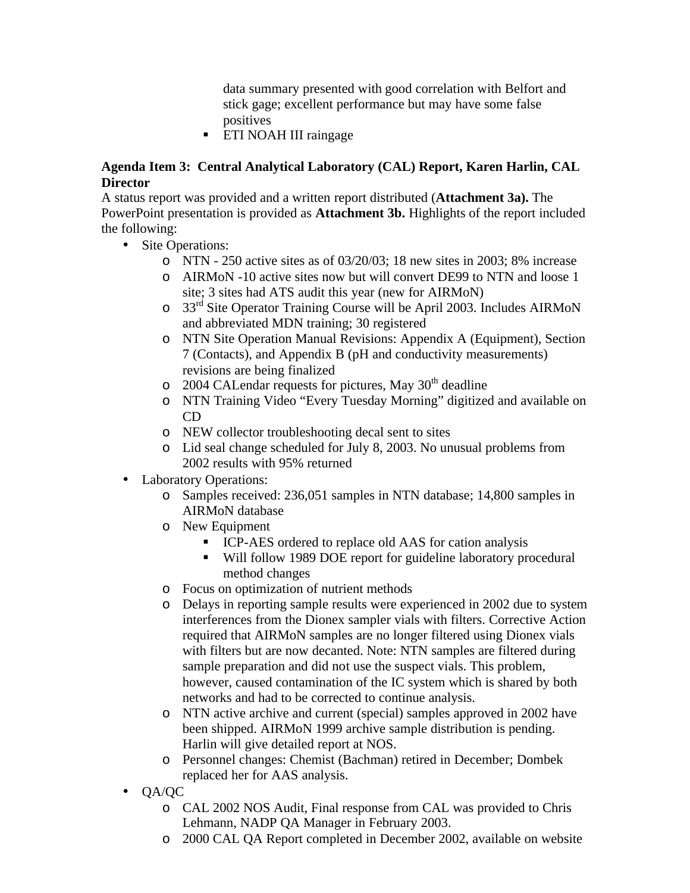data summary presented with good correlation with Belfort and stick gage; excellent performance but may have some false positives

- ETI NOAH III raingage

**Agenda Item 3: Central Analytical Laboratory (CAL) Report, Karen Harlin, CAL Director**

A status report was provided and a written report distributed (**Attachment 3a).** The PowerPoint presentation is provided as **Attachment 3b.** Highlights of the report included the following:

- Site Operations:
  - NTN - 250 active sites as of 03/20/03; 18 new sites in 2003; 8% increase
  - AIRMoN -10 active sites now but will convert DE99 to NTN and loose 1 site; 3 sites had ATS audit this year (new for AIRMoN)
  - 33rd Site Operator Training Course will be April 2003. Includes AIRMoN and abbreviated MDN training; 30 registered
  - NTN Site Operation Manual Revisions: Appendix A (Equipment), Section 7 (Contacts), and Appendix B (pH and conductivity measurements) revisions are being finalized
  - 2004 CALendar requests for pictures, May 30th deadline
  - NTN Training Video "Every Tuesday Morning" digitized and available on CD
  - NEW collector troubleshooting decal sent to sites
  - Lid seal change scheduled for July 8, 2003. No unusual problems from 2002 results with 95% returned
- Laboratory Operations:
  - Samples received: 236,051 samples in NTN database; 14,800 samples in AIRMoN database
  - New Equipment
    - ICP-AES ordered to replace old AAS for cation analysis
    - Will follow 1989 DOE report for guideline laboratory procedural method changes
  - Focus on optimization of nutrient methods
  - Delays in reporting sample results were experienced in 2002 due to system interferences from the Dionex sampler vials with filters. Corrective Action required that AIRMoN samples are no longer filtered using Dionex vials with filters but are now decanted. Note: NTN samples are filtered during sample preparation and did not use the suspect vials. This problem, however, caused contamination of the IC system which is shared by both networks and had to be corrected to continue analysis.
  - NTN active archive and current (special) samples approved in 2002 have been shipped. AIRMoN 1999 archive sample distribution is pending. Harlin will give detailed report at NOS.
  - Personnel changes: Chemist (Bachman) retired in December; Dombek replaced her for AAS analysis.
- QA/QC
  - CAL 2002 NOS Audit, Final response from CAL was provided to Chris Lehmann, NADP QA Manager in February 2003.
  - 2000 CAL QA Report completed in December 2002, available on website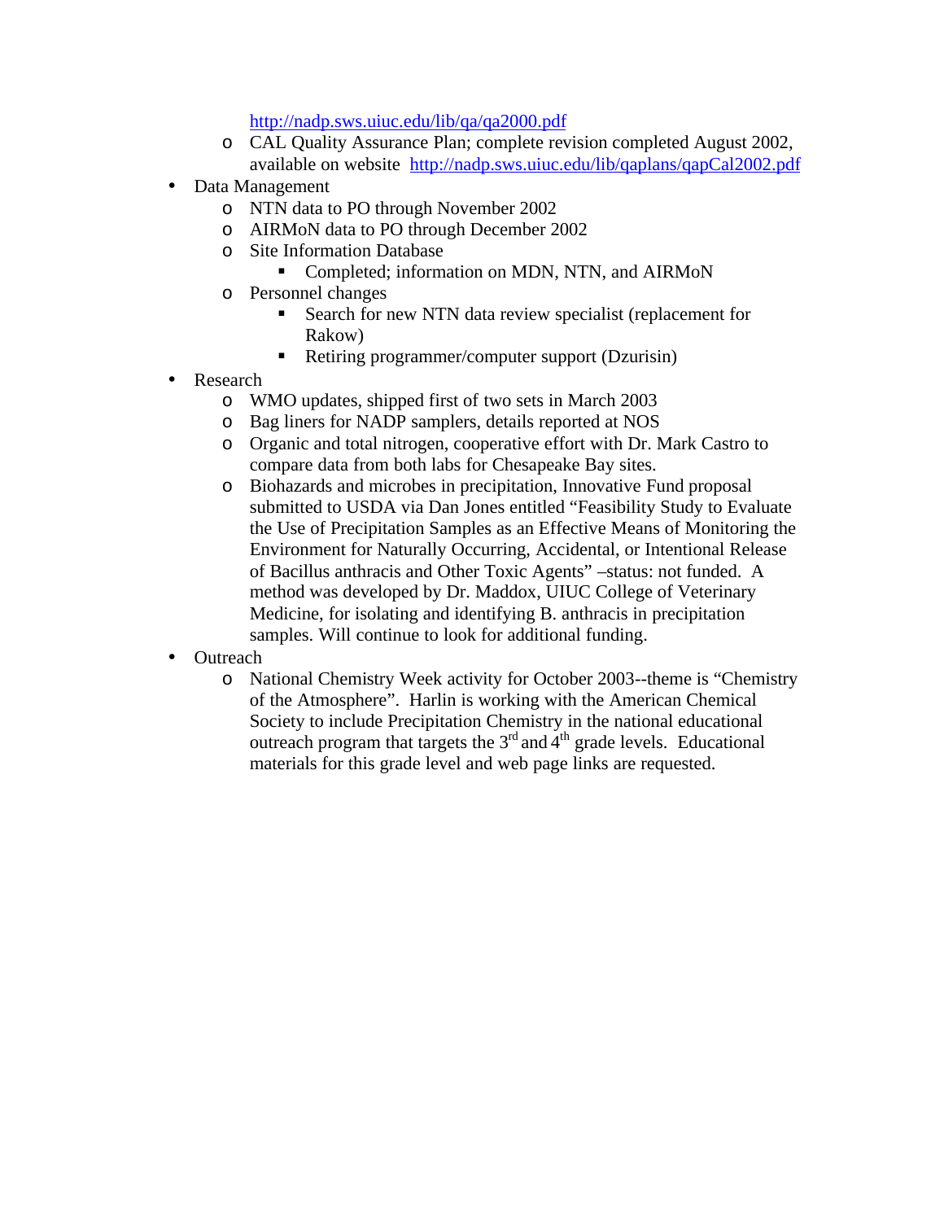http://nadp.sws.uiuc.edu/lib/qa/qa2000.pdf
  - CAL Quality Assurance Plan; complete revision completed August 2002, available on website http://nadp.sws.uiuc.edu/lib/qaplans/qapCal2002.pdf

- Data Management
  - NTN data to PO through November 2002
  - AIRMoN data to PO through December 2002
  - Site Information Database
    - Completed; information on MDN, NTN, and AIRMoN
  - Personnel changes
    - Search for new NTN data review specialist (replacement for Rakow)
    - Retiring programmer/computer support (Dzurisin)
- Research
  - WMO updates, shipped first of two sets in March 2003
  - Bag liners for NADP samplers, details reported at NOS
  - Organic and total nitrogen, cooperative effort with Dr. Mark Castro to compare data from both labs for Chesapeake Bay sites.
  - Biohazards and microbes in precipitation, Innovative Fund proposal submitted to USDA via Dan Jones entitled "Feasibility Study to Evaluate the Use of Precipitation Samples as an Effective Means of Monitoring the Environment for Naturally Occurring, Accidental, or Intentional Release of Bacillus anthracis and Other Toxic Agents" –status: not funded. A method was developed by Dr. Maddox, UIUC College of Veterinary Medicine, for isolating and identifying B. anthracis in precipitation samples. Will continue to look for additional funding.
- Outreach
  - National Chemistry Week activity for October 2003--theme is "Chemistry of the Atmosphere". Harlin is working with the American Chemical Society to include Precipitation Chemistry in the national educational outreach program that targets the 3rd and 4th grade levels. Educational materials for this grade level and web page links are requested.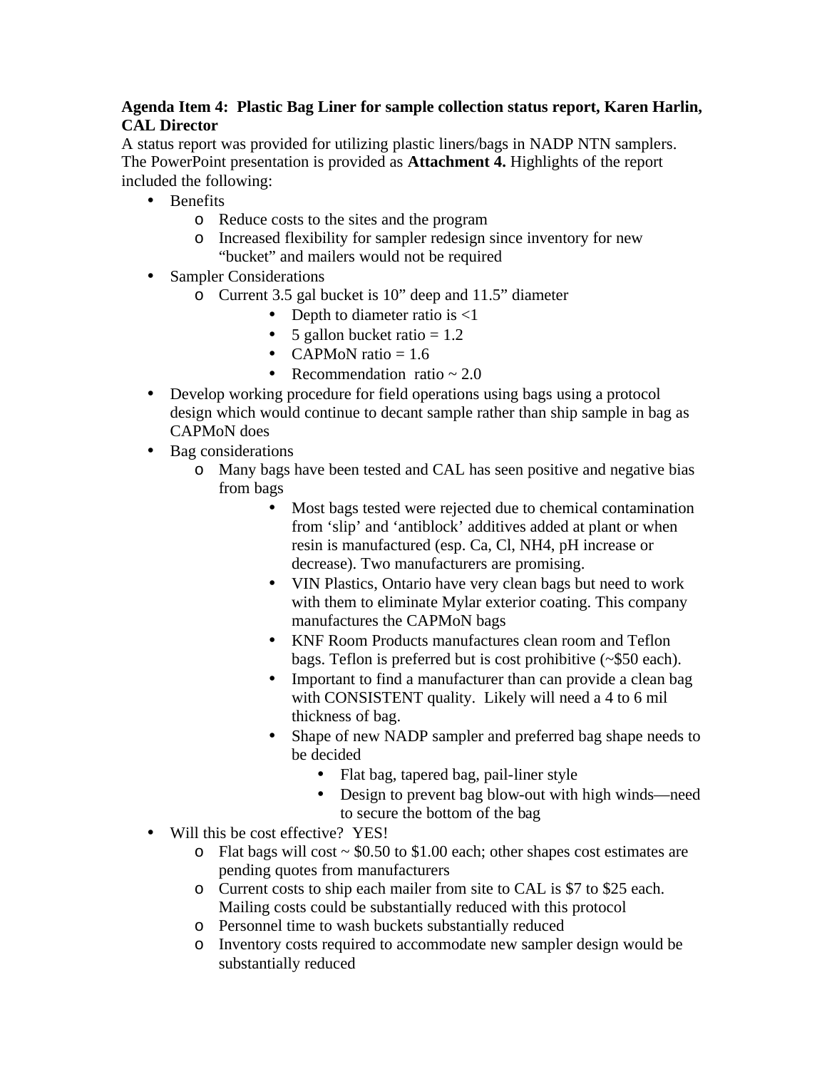**Agenda Item 4: Plastic Bag Liner for sample collection status report, Karen Harlin, CAL Director**

A status report was provided for utilizing plastic liners/bags in NADP NTN samplers. The PowerPoint presentation is provided as **Attachment 4.** Highlights of the report included the following:

- Benefits
  - Reduce costs to the sites and the program
  - Increased flexibility for sampler redesign since inventory for new "bucket" and mailers would not be required
- Sampler Considerations
  - Current 3.5 gal bucket is 10" deep and 11.5" diameter
    - Depth to diameter ratio is <1
    - 5 gallon bucket ratio = 1.2
    - CAPMoN ratio = 1.6
    - Recommendation ratio ~ 2.0
- Develop working procedure for field operations using bags using a protocol design which would continue to decant sample rather than ship sample in bag as CAPMoN does
- Bag considerations
  - Many bags have been tested and CAL has seen positive and negative bias from bags
    - Most bags tested were rejected due to chemical contamination from 'slip' and 'antiblock' additives added at plant or when resin is manufactured (esp. Ca, Cl, NH4, pH increase or decrease). Two manufacturers are promising.
    - VIN Plastics, Ontario have very clean bags but need to work with them to eliminate Mylar exterior coating. This company manufactures the CAPMoN bags
    - KNF Room Products manufactures clean room and Teflon bags. Teflon is preferred but is cost prohibitive (~$50 each).
    - Important to find a manufacturer than can provide a clean bag with CONSISTENT quality. Likely will need a 4 to 6 mil thickness of bag.
    - Shape of new NADP sampler and preferred bag shape needs to be decided
      - Flat bag, tapered bag, pail-liner style
      - Design to prevent bag blow-out with high winds—need to secure the bottom of the bag
- Will this be cost effective? YES!
  - Flat bags will cost ~ $0.50 to $1.00 each; other shapes cost estimates are pending quotes from manufacturers
  - Current costs to ship each mailer from site to CAL is $7 to $25 each. Mailing costs could be substantially reduced with this protocol
  - Personnel time to wash buckets substantially reduced
  - Inventory costs required to accommodate new sampler design would be substantially reduced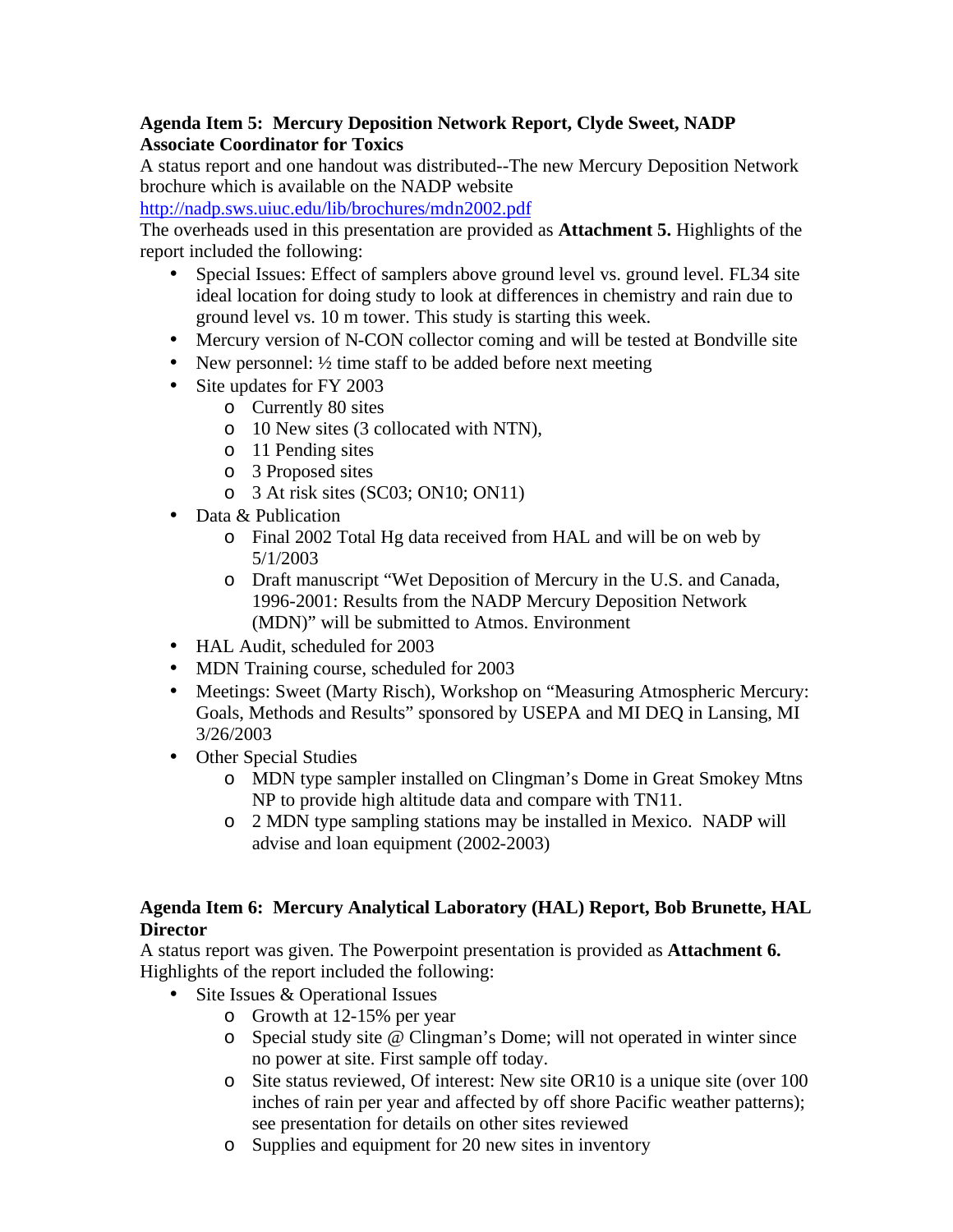**Agenda Item 5: Mercury Deposition Network Report, Clyde Sweet, NADP Associate Coordinator for Toxics**

A status report and one handout was distributed--The new Mercury Deposition Network brochure which is available on the NADP website http://nadp.sws.uiuc.edu/lib/brochures/mdn2002.pdf

The overheads used in this presentation are provided as **Attachment 5.** Highlights of the report included the following:

- Special Issues: Effect of samplers above ground level vs. ground level. FL34 site ideal location for doing study to look at differences in chemistry and rain due to ground level vs. 10 m tower. This study is starting this week.
- Mercury version of N-CON collector coming and will be tested at Bondville site
- New personnel: ½ time staff to be added before next meeting
- Site updates for FY 2003
  - Currently 80 sites
  - 10 New sites (3 collocated with NTN),
  - 11 Pending sites
  - 3 Proposed sites
  - 3 At risk sites (SC03; ON10; ON11)
- Data & Publication
  - Final 2002 Total Hg data received from HAL and will be on web by 5/1/2003
  - Draft manuscript "Wet Deposition of Mercury in the U.S. and Canada, 1996-2001: Results from the NADP Mercury Deposition Network (MDN)" will be submitted to Atmos. Environment
- HAL Audit, scheduled for 2003
- MDN Training course, scheduled for 2003
- Meetings: Sweet (Marty Risch), Workshop on "Measuring Atmospheric Mercury: Goals, Methods and Results" sponsored by USEPA and MI DEQ in Lansing, MI 3/26/2003
- Other Special Studies
  - MDN type sampler installed on Clingman's Dome in Great Smokey Mtns NP to provide high altitude data and compare with TN11.
  - 2 MDN type sampling stations may be installed in Mexico. NADP will advise and loan equipment (2002-2003)

**Agenda Item 6: Mercury Analytical Laboratory (HAL) Report, Bob Brunette, HAL Director**

A status report was given. The Powerpoint presentation is provided as **Attachment 6.** Highlights of the report included the following:

- Site Issues & Operational Issues
  - Growth at 12-15% per year
  - Special study site @ Clingman's Dome; will not operated in winter since no power at site. First sample off today.
  - Site status reviewed, Of interest: New site OR10 is a unique site (over 100 inches of rain per year and affected by off shore Pacific weather patterns); see presentation for details on other sites reviewed
  - Supplies and equipment for 20 new sites in inventory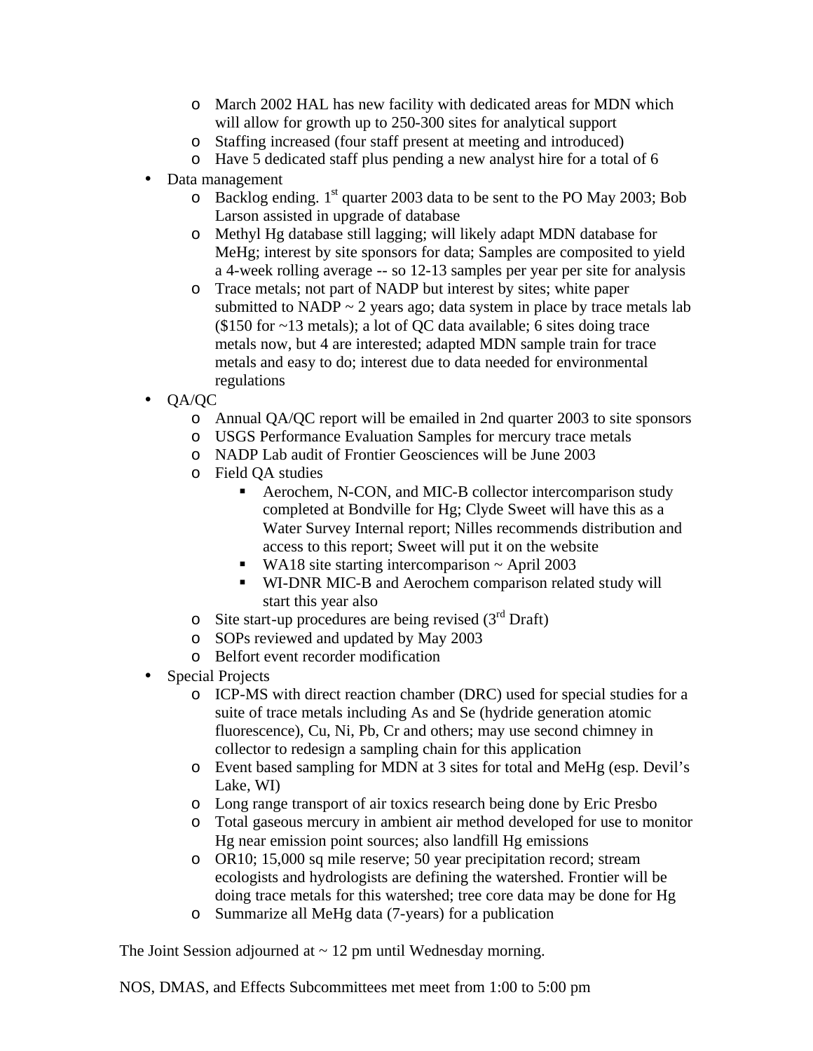- March 2002 HAL has new facility with dedicated areas for MDN which will allow for growth up to 250-300 sites for analytical support
    - Staffing increased (four staff present at meeting and introduced)
    - Have 5 dedicated staff plus pending a new analyst hire for a total of 6
- Data management
    - Backlog ending. 1st quarter 2003 data to be sent to the PO May 2003; Bob Larson assisted in upgrade of database
    - Methyl Hg database still lagging; will likely adapt MDN database for MeHg; interest by site sponsors for data; Samples are composited to yield a 4-week rolling average -- so 12-13 samples per year per site for analysis
    - Trace metals; not part of NADP but interest by sites; white paper submitted to NADP ~ 2 years ago; data system in place by trace metals lab ($150 for ~13 metals); a lot of QC data available; 6 sites doing trace metals now, but 4 are interested; adapted MDN sample train for trace metals and easy to do; interest due to data needed for environmental regulations
- QA/QC
    - Annual QA/QC report will be emailed in 2nd quarter 2003 to site sponsors
    - USGS Performance Evaluation Samples for mercury trace metals
    - NADP Lab audit of Frontier Geosciences will be June 2003
    - Field QA studies
        - Aerochem, N-CON, and MIC-B collector intercomparison study completed at Bondville for Hg; Clyde Sweet will have this as a Water Survey Internal report; Nilles recommends distribution and access to this report; Sweet will put it on the website
        - WA18 site starting intercomparison ~ April 2003
        - WI-DNR MIC-B and Aerochem comparison related study will start this year also
    - Site start-up procedures are being revised (3rd Draft)
    - SOPs reviewed and updated by May 2003
    - Belfort event recorder modification
- Special Projects
    - ICP-MS with direct reaction chamber (DRC) used for special studies for a suite of trace metals including As and Se (hydride generation atomic fluorescence), Cu, Ni, Pb, Cr and others; may use second chimney in collector to redesign a sampling chain for this application
    - Event based sampling for MDN at 3 sites for total and MeHg (esp. Devil's Lake, WI)
    - Long range transport of air toxics research being done by Eric Presbo
    - Total gaseous mercury in ambient air method developed for use to monitor Hg near emission point sources; also landfill Hg emissions
    - OR10; 15,000 sq mile reserve; 50 year precipitation record; stream ecologists and hydrologists are defining the watershed. Frontier will be doing trace metals for this watershed; tree core data may be done for Hg
    - Summarize all MeHg data (7-years) for a publication

The Joint Session adjourned at ~ 12 pm until Wednesday morning.

NOS, DMAS, and Effects Subcommittees met meet from 1:00 to 5:00 pm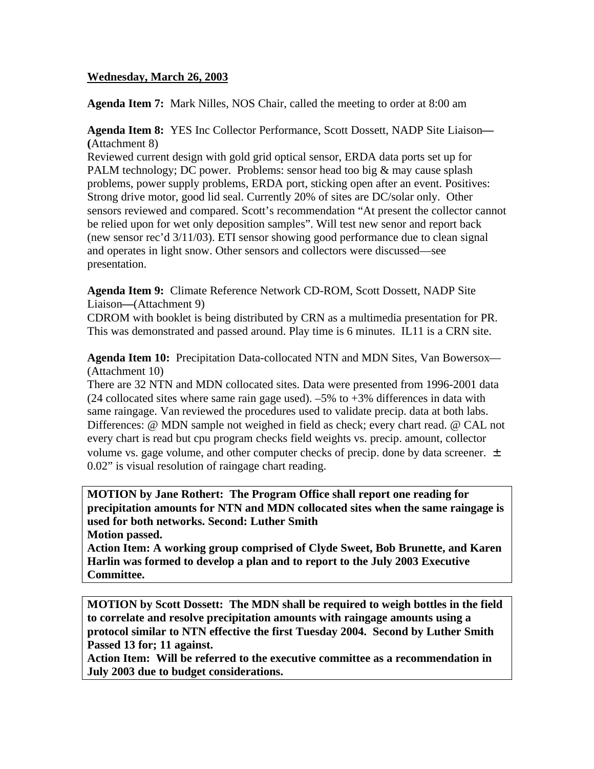**Wednesday, March 26, 2003**

**Agenda Item 7:** Mark Nilles, NOS Chair, called the meeting to order at 8:00 am

**Agenda Item 8:** YES Inc Collector Performance, Scott Dossett, NADP Site Liaison**—(**Attachment 8)
Reviewed current design with gold grid optical sensor, ERDA data ports set up for PALM technology; DC power. Problems: sensor head too big & may cause splash problems, power supply problems, ERDA port, sticking open after an event. Positives: Strong drive motor, good lid seal. Currently 20% of sites are DC/solar only. Other sensors reviewed and compared. Scott's recommendation "At present the collector cannot be relied upon for wet only deposition samples". Will test new senor and report back (new sensor rec'd 3/11/03). ETI sensor showing good performance due to clean signal and operates in light snow. Other sensors and collectors were discussed—see presentation.

**Agenda Item 9:** Climate Reference Network CD-ROM, Scott Dossett, NADP Site Liaison**—**(Attachment 9)
CDROM with booklet is being distributed by CRN as a multimedia presentation for PR. This was demonstrated and passed around. Play time is 6 minutes. IL11 is a CRN site.

**Agenda Item 10:** Precipitation Data-collocated NTN and MDN Sites, Van Bowersox—(Attachment 10)
There are 32 NTN and MDN collocated sites. Data were presented from 1996-2001 data (24 collocated sites where same rain gage used). –5% to +3% differences in data with same raingage. Van reviewed the procedures used to validate precip. data at both labs. Differences: @ MDN sample not weighed in field as check; every chart read. @ CAL not every chart is read but cpu program checks field weights vs. precip. amount, collector volume vs. gage volume, and other computer checks of precip. done by data screener. ± 0.02" is visual resolution of raingage chart reading.

**MOTION by Jane Rothert: The Program Office shall report one reading for precipitation amounts for NTN and MDN collocated sites when the same raingage is used for both networks. Second: Luther Smith**
**Motion passed.**
**Action Item: A working group comprised of Clyde Sweet, Bob Brunette, and Karen Harlin was formed to develop a plan and to report to the July 2003 Executive Committee.**

**MOTION by Scott Dossett: The MDN shall be required to weigh bottles in the field to correlate and resolve precipitation amounts with raingage amounts using a protocol similar to NTN effective the first Tuesday 2004. Second by Luther Smith**
**Passed 13 for; 11 against.**
**Action Item: Will be referred to the executive committee as a recommendation in July 2003 due to budget considerations.**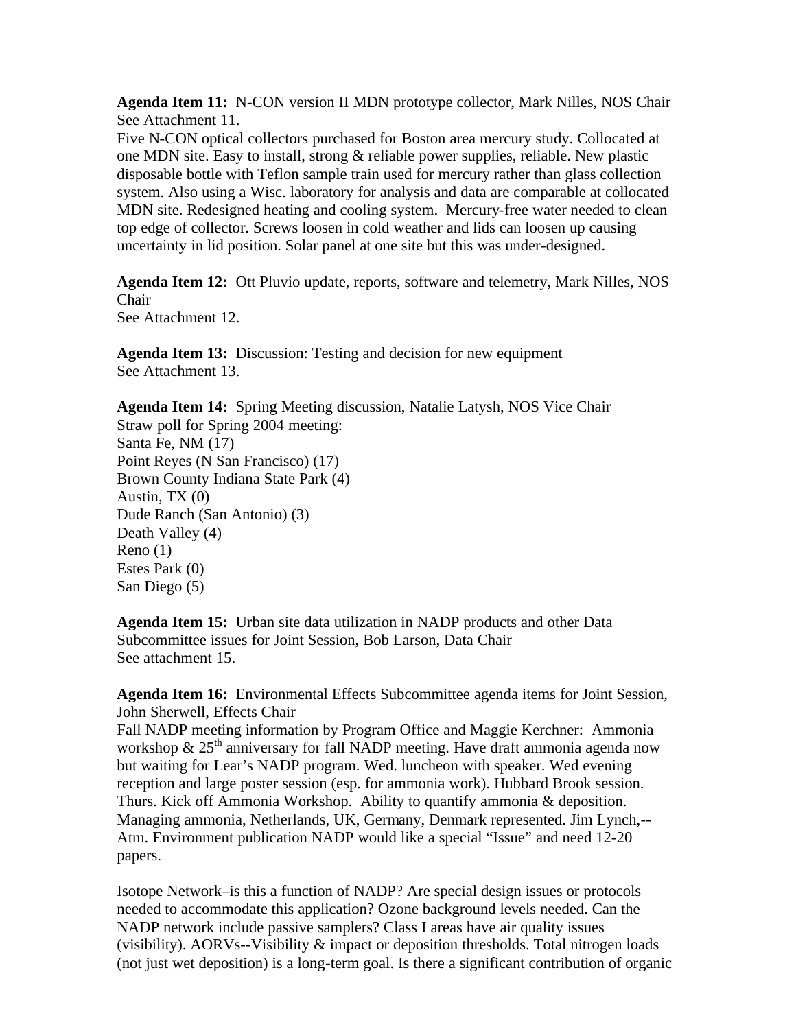**Agenda Item 11:** N-CON version II MDN prototype collector, Mark Nilles, NOS Chair
See Attachment 11.
Five N-CON optical collectors purchased for Boston area mercury study. Collocated at one MDN site. Easy to install, strong & reliable power supplies, reliable. New plastic disposable bottle with Teflon sample train used for mercury rather than glass collection system. Also using a Wisc. laboratory for analysis and data are comparable at collocated MDN site. Redesigned heating and cooling system. Mercury-free water needed to clean top edge of collector. Screws loosen in cold weather and lids can loosen up causing uncertainty in lid position. Solar panel at one site but this was under-designed.

**Agenda Item 12:** Ott Pluvio update, reports, software and telemetry, Mark Nilles, NOS Chair
See Attachment 12.

**Agenda Item 13:** Discussion: Testing and decision for new equipment
See Attachment 13.

**Agenda Item 14:** Spring Meeting discussion, Natalie Latysh, NOS Vice Chair
Straw poll for Spring 2004 meeting:
Santa Fe, NM (17)
Point Reyes (N San Francisco) (17)
Brown County Indiana State Park (4)
Austin, TX (0)
Dude Ranch (San Antonio) (3)
Death Valley (4)
Reno (1)
Estes Park (0)
San Diego (5)

**Agenda Item 15:** Urban site data utilization in NADP products and other Data Subcommittee issues for Joint Session, Bob Larson, Data Chair
See attachment 15.

**Agenda Item 16:** Environmental Effects Subcommittee agenda items for Joint Session, John Sherwell, Effects Chair
Fall NADP meeting information by Program Office and Maggie Kerchner: Ammonia workshop & 25th anniversary for fall NADP meeting. Have draft ammonia agenda now but waiting for Lear's NADP program. Wed. luncheon with speaker. Wed evening reception and large poster session (esp. for ammonia work). Hubbard Brook session. Thurs. Kick off Ammonia Workshop. Ability to quantify ammonia & deposition. Managing ammonia, Netherlands, UK, Germany, Denmark represented. Jim Lynch,--Atm. Environment publication NADP would like a special "Issue" and need 12-20 papers.

Isotope Network–is this a function of NADP? Are special design issues or protocols needed to accommodate this application? Ozone background levels needed. Can the NADP network include passive samplers? Class I areas have air quality issues (visibility). AORVs--Visibility & impact or deposition thresholds. Total nitrogen loads (not just wet deposition) is a long-term goal. Is there a significant contribution of organic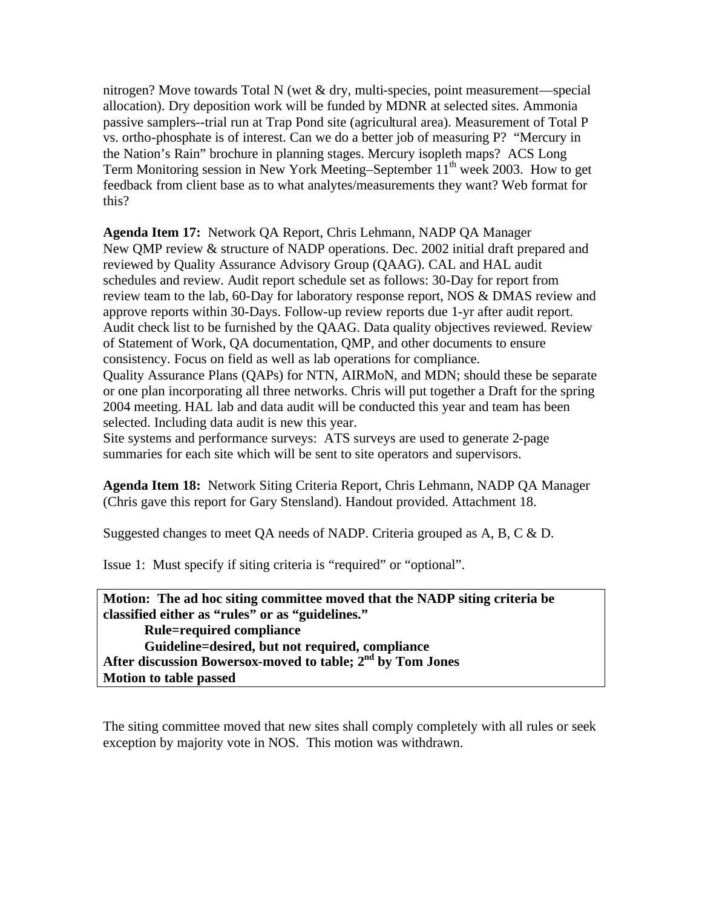nitrogen? Move towards Total N (wet & dry, multi-species, point measurement—special allocation). Dry deposition work will be funded by MDNR at selected sites. Ammonia passive samplers--trial run at Trap Pond site (agricultural area). Measurement of Total P vs. ortho-phosphate is of interest. Can we do a better job of measuring P? "Mercury in the Nation's Rain" brochure in planning stages. Mercury isopleth maps? ACS Long Term Monitoring session in New York Meeting–September 11th week 2003. How to get feedback from client base as to what analytes/measurements they want? Web format for this?

**Agenda Item 17:** Network QA Report, Chris Lehmann, NADP QA Manager
New QMP review & structure of NADP operations. Dec. 2002 initial draft prepared and reviewed by Quality Assurance Advisory Group (QAAG). CAL and HAL audit schedules and review. Audit report schedule set as follows: 30-Day for report from review team to the lab, 60-Day for laboratory response report, NOS & DMAS review and approve reports within 30-Days. Follow-up review reports due 1-yr after audit report. Audit check list to be furnished by the QAAG. Data quality objectives reviewed. Review of Statement of Work, QA documentation, QMP, and other documents to ensure consistency. Focus on field as well as lab operations for compliance.
Quality Assurance Plans (QAPs) for NTN, AIRMoN, and MDN; should these be separate or one plan incorporating all three networks. Chris will put together a Draft for the spring 2004 meeting. HAL lab and data audit will be conducted this year and team has been selected. Including data audit is new this year.
Site systems and performance surveys: ATS surveys are used to generate 2-page summaries for each site which will be sent to site operators and supervisors.

**Agenda Item 18:** Network Siting Criteria Report, Chris Lehmann, NADP QA Manager (Chris gave this report for Gary Stensland). Handout provided. Attachment 18.

Suggested changes to meet QA needs of NADP. Criteria grouped as A, B, C & D.

Issue 1: Must specify if siting criteria is "required" or "optional".

**Motion: The ad hoc siting committee moved that the NADP siting criteria be classified either as "rules" or as "guidelines."**
**Rule=required compliance**
**Guideline=desired, but not required, compliance**
**After discussion Bowersox-moved to table; 2nd by Tom Jones**
**Motion to table passed**

The siting committee moved that new sites shall comply completely with all rules or seek exception by majority vote in NOS. This motion was withdrawn.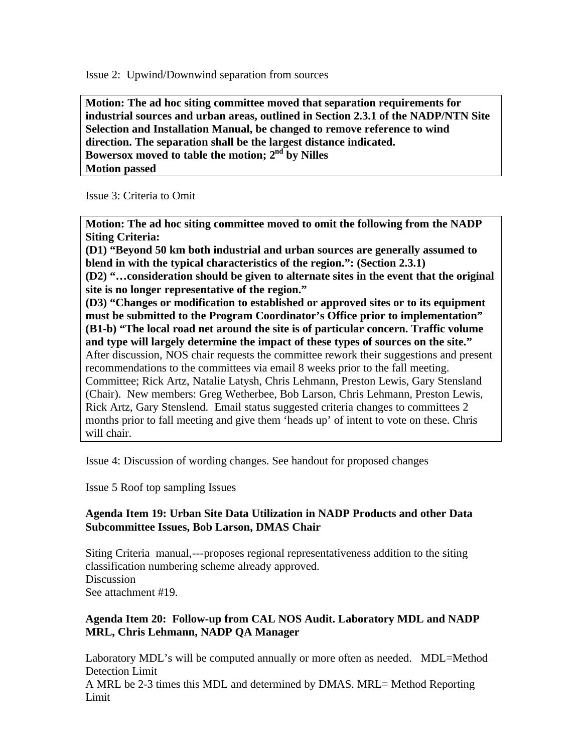Issue 2: Upwind/Downwind separation from sources

**Motion: The ad hoc siting committee moved that separation requirements for industrial sources and urban areas, outlined in Section 2.3.1 of the NADP/NTN Site Selection and Installation Manual, be changed to remove reference to wind direction. The separation shall be the largest distance indicated.**
**Bowersox moved to table the motion; 2nd by Nilles**
**Motion passed**

Issue 3: Criteria to Omit

**Motion: The ad hoc siting committee moved to omit the following from the NADP Siting Criteria:**
**(D1) "Beyond 50 km both industrial and urban sources are generally assumed to blend in with the typical characteristics of the region.": (Section 2.3.1)**
**(D2) "…consideration should be given to alternate sites in the event that the original site is no longer representative of the region."**
**(D3) "Changes or modification to established or approved sites or to its equipment must be submitted to the Program Coordinator's Office prior to implementation"**
**(B1-b) "The local road net around the site is of particular concern. Traffic volume and type will largely determine the impact of these types of sources on the site."**
After discussion, NOS chair requests the committee rework their suggestions and present recommendations to the committees via email 8 weeks prior to the fall meeting.
Committee; Rick Artz, Natalie Latysh, Chris Lehmann, Preston Lewis, Gary Stensland (Chair). New members: Greg Wetherbee, Bob Larson, Chris Lehmann, Preston Lewis, Rick Artz, Gary Stenslend. Email status suggested criteria changes to committees 2 months prior to fall meeting and give them 'heads up' of intent to vote on these. Chris will chair.

Issue 4: Discussion of wording changes. See handout for proposed changes

Issue 5 Roof top sampling Issues

### Agenda Item 19: Urban Site Data Utilization in NADP Products and other Data Subcommittee Issues, Bob Larson, DMAS Chair

Siting Criteria manual,---proposes regional representativeness addition to the siting classification numbering scheme already approved.
Discussion
See attachment #19.

### Agenda Item 20: Follow-up from CAL NOS Audit. Laboratory MDL and NADP MRL, Chris Lehmann, NADP QA Manager

Laboratory MDL's will be computed annually or more often as needed. MDL=Method Detection Limit
A MRL be 2-3 times this MDL and determined by DMAS. MRL= Method Reporting Limit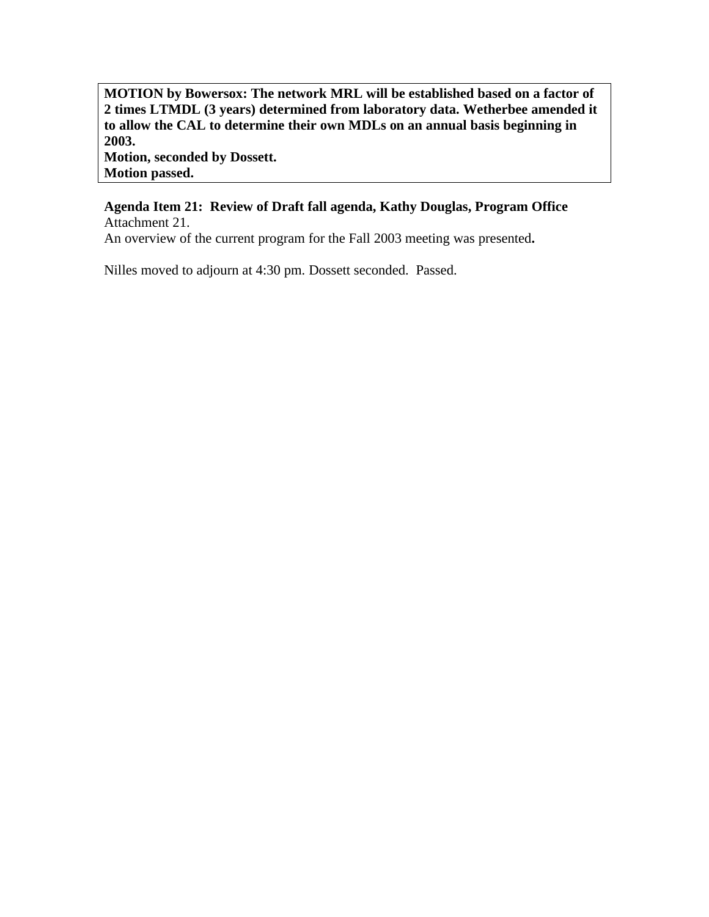**MOTION by Bowersox: The network MRL will be established based on a factor of 2 times LTMDL (3 years) determined from laboratory data. Wetherbee amended it to allow the CAL to determine their own MDLs on an annual basis beginning in 2003.**
**Motion, seconded by Dossett.**
**Motion passed.**

**Agenda Item 21: Review of Draft fall agenda, Kathy Douglas, Program Office**
Attachment 21.
An overview of the current program for the Fall 2003 meeting was presented**.**

Nilles moved to adjourn at 4:30 pm. Dossett seconded. Passed.